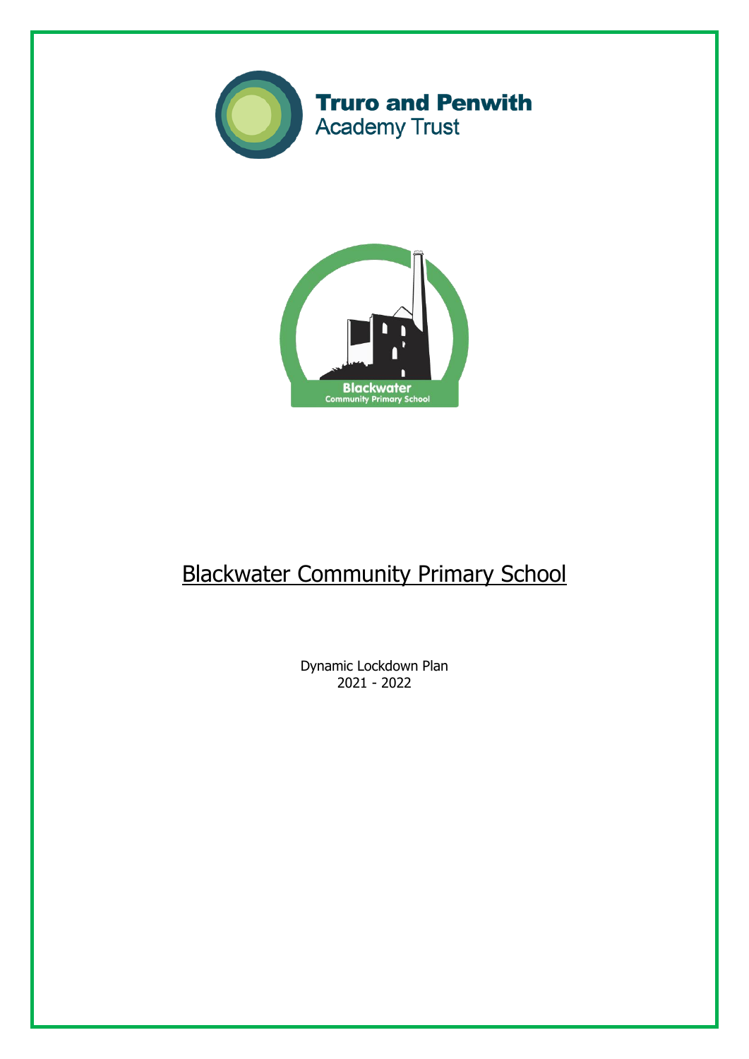Truro and Penwith
Academy Trust

Blackwater
Community Primary School

# Blackwater Community Primary School

Dynamic Lockdown Plan
2021 - 2022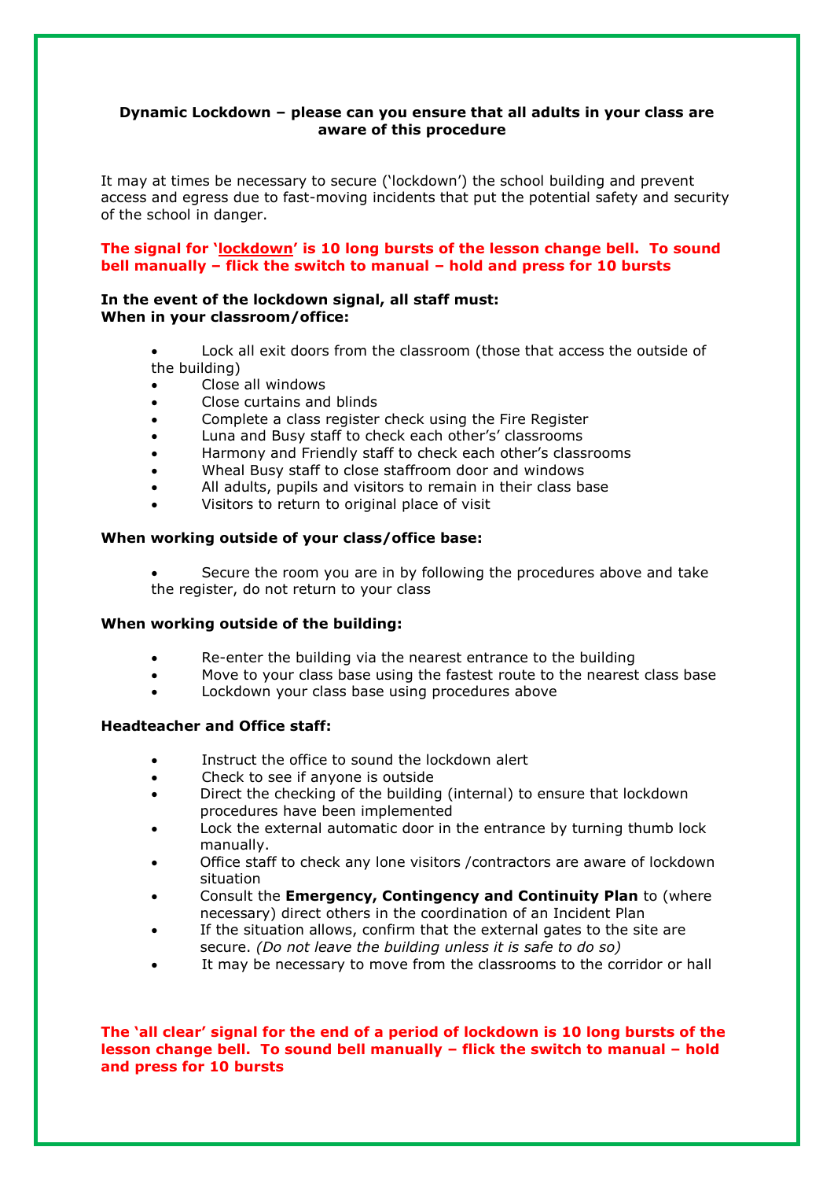**Dynamic Lockdown – please can you ensure that all adults in your class are aware of this procedure**

It may at times be necessary to secure ('lockdown') the school building and prevent access and egress due to fast-moving incidents that put the potential safety and security of the school in danger.

**The signal for '<u>lockdown</u>' is 10 long bursts of the lesson change bell. To sound bell manually – flick the switch to manual – hold and press for 10 bursts**

**In the event of the lockdown signal, all staff must:**
**When in your classroom/office:**

- Lock all exit doors from the classroom (those that access the outside of the building)
- Close all windows
- Close curtains and blinds
- Complete a class register check using the Fire Register
- Luna and Busy staff to check each other's' classrooms
- Harmony and Friendly staff to check each other's classrooms
- Wheal Busy staff to close staffroom door and windows
- All adults, pupils and visitors to remain in their class base
- Visitors to return to original place of visit

**When working outside of your class/office base:**

- Secure the room you are in by following the procedures above and take the register, do not return to your class

**When working outside of the building:**

- Re-enter the building via the nearest entrance to the building
- Move to your class base using the fastest route to the nearest class base
- Lockdown your class base using procedures above

**Headteacher and Office staff:**

- Instruct the office to sound the lockdown alert
- Check to see if anyone is outside
- Direct the checking of the building (internal) to ensure that lockdown procedures have been implemented
- Lock the external automatic door in the entrance by turning thumb lock manually.
- Office staff to check any lone visitors /contractors are aware of lockdown situation
- Consult the **Emergency, Contingency and Continuity Plan** to (where necessary) direct others in the coordination of an Incident Plan
- If the situation allows, confirm that the external gates to the site are secure. *(Do not leave the building unless it is safe to do so)*
- It may be necessary to move from the classrooms to the corridor or hall

**The 'all clear' signal for the end of a period of lockdown is 10 long bursts of the lesson change bell. To sound bell manually – flick the switch to manual – hold and press for 10 bursts**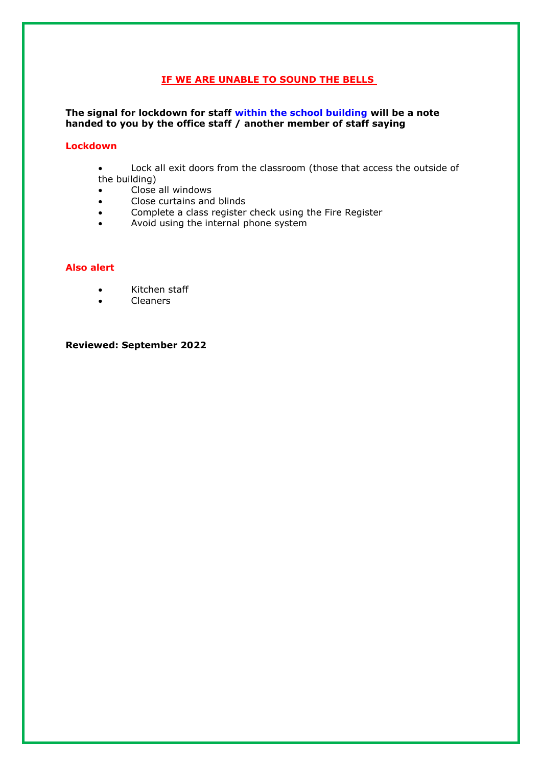## IF WE ARE UNABLE TO SOUND THE BELLS

**The signal for lockdown for staff within the school building will be a note handed to you by the office staff / another member of staff saying**

**Lockdown**

- Lock all exit doors from the classroom (those that access the outside of the building)
- Close all windows
- Close curtains and blinds
- Complete a class register check using the Fire Register
- Avoid using the internal phone system

**Also alert**

- Kitchen staff
- Cleaners

**Reviewed: September 2022**